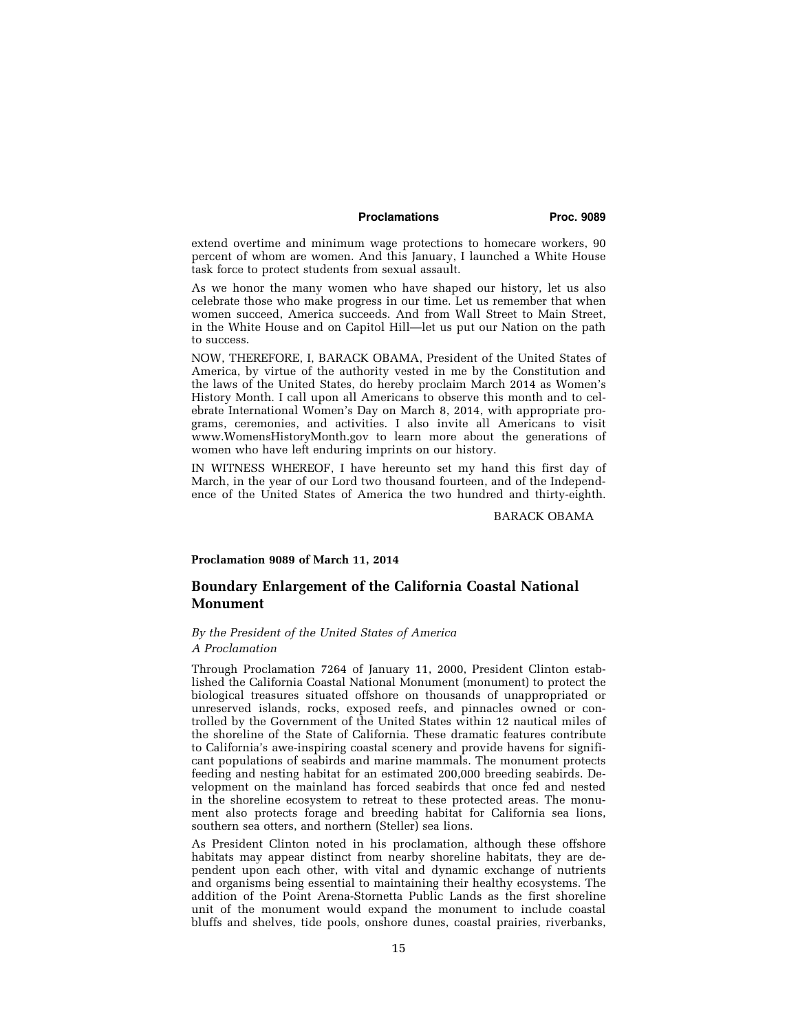extend overtime and minimum wage protections to homecare workers, 90 percent of whom are women. And this January, I launched a White House task force to protect students from sexual assault.

As we honor the many women who have shaped our history, let us also celebrate those who make progress in our time. Let us remember that when women succeed, America succeeds. And from Wall Street to Main Street, in the White House and on Capitol Hill—let us put our Nation on the path to success.

NOW, THEREFORE, I, BARACK OBAMA, President of the United States of America, by virtue of the authority vested in me by the Constitution and the laws of the United States, do hereby proclaim March 2014 as Women's History Month. I call upon all Americans to observe this month and to celebrate International Women's Day on March 8, 2014, with appropriate programs, ceremonies, and activities. I also invite all Americans to visit www.WomensHistoryMonth.gov to learn more about the generations of women who have left enduring imprints on our history.

IN WITNESS WHEREOF, I have hereunto set my hand this first day of March, in the year of our Lord two thousand fourteen, and of the Independence of the United States of America the two hundred and thirty-eighth.

BARACK OBAMA

**Proclamation 9089 of March 11, 2014**

## Boundary Enlargement of the California Coastal National Monument

*By the President of the United States of America*
*A Proclamation*

Through Proclamation 7264 of January 11, 2000, President Clinton established the California Coastal National Monument (monument) to protect the biological treasures situated offshore on thousands of unappropriated or unreserved islands, rocks, exposed reefs, and pinnacles owned or controlled by the Government of the United States within 12 nautical miles of the shoreline of the State of California. These dramatic features contribute to California's awe-inspiring coastal scenery and provide havens for significant populations of seabirds and marine mammals. The monument protects feeding and nesting habitat for an estimated 200,000 breeding seabirds. Development on the mainland has forced seabirds that once fed and nested in the shoreline ecosystem to retreat to these protected areas. The monument also protects forage and breeding habitat for California sea lions, southern sea otters, and northern (Steller) sea lions.

As President Clinton noted in his proclamation, although these offshore habitats may appear distinct from nearby shoreline habitats, they are dependent upon each other, with vital and dynamic exchange of nutrients and organisms being essential to maintaining their healthy ecosystems. The addition of the Point Arena-Stornetta Public Lands as the first shoreline unit of the monument would expand the monument to include coastal bluffs and shelves, tide pools, onshore dunes, coastal prairies, riverbanks,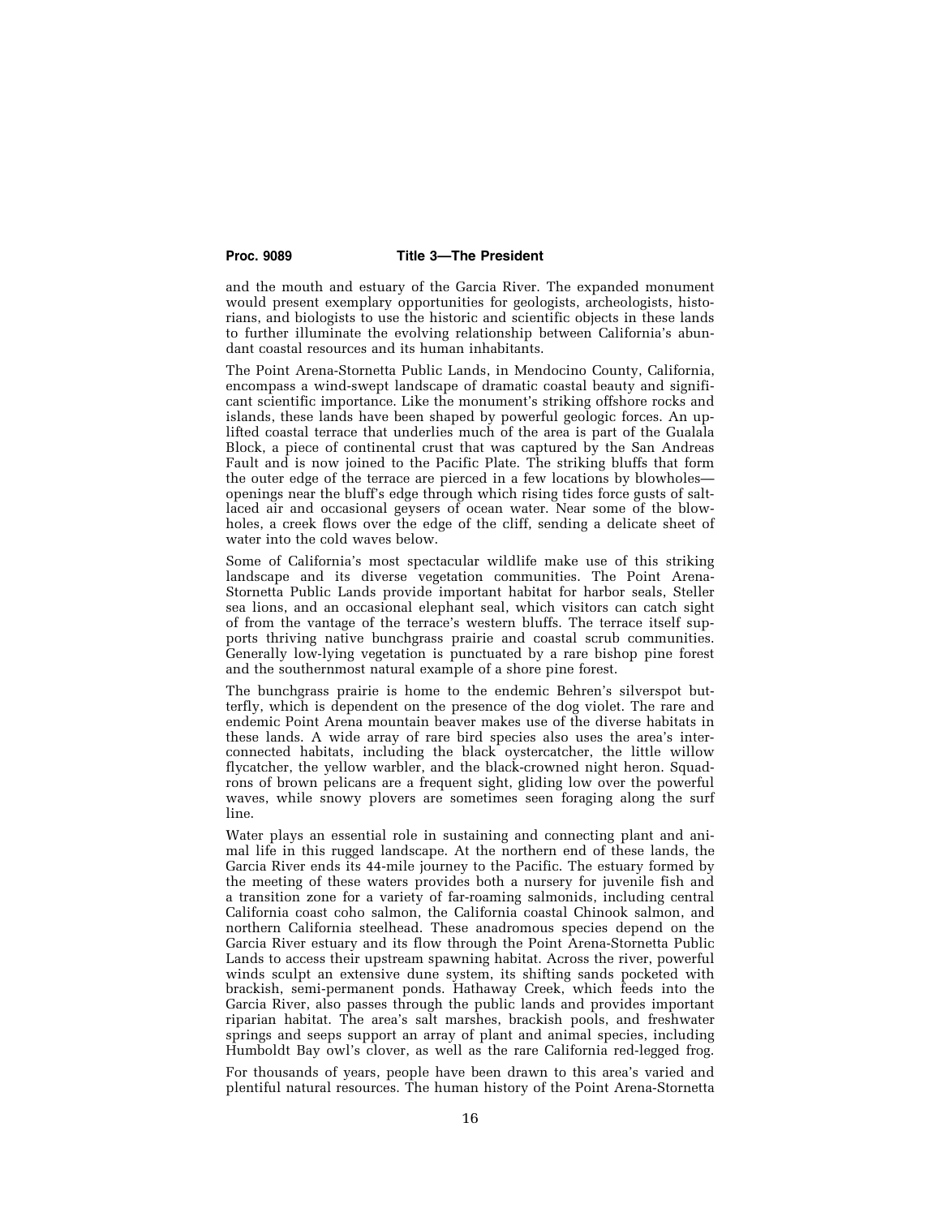and the mouth and estuary of the Garcia River. The expanded monument would present exemplary opportunities for geologists, archeologists, historians, and biologists to use the historic and scientific objects in these lands to further illuminate the evolving relationship between California's abundant coastal resources and its human inhabitants.

The Point Arena-Stornetta Public Lands, in Mendocino County, California, encompass a wind-swept landscape of dramatic coastal beauty and significant scientific importance. Like the monument's striking offshore rocks and islands, these lands have been shaped by powerful geologic forces. An uplifted coastal terrace that underlies much of the area is part of the Gualala Block, a piece of continental crust that was captured by the San Andreas Fault and is now joined to the Pacific Plate. The striking bluffs that form the outer edge of the terrace are pierced in a few locations by blowholes—openings near the bluff's edge through which rising tides force gusts of salt-laced air and occasional geysers of ocean water. Near some of the blowholes, a creek flows over the edge of the cliff, sending a delicate sheet of water into the cold waves below.

Some of California's most spectacular wildlife make use of this striking landscape and its diverse vegetation communities. The Point Arena-Stornetta Public Lands provide important habitat for harbor seals, Steller sea lions, and an occasional elephant seal, which visitors can catch sight of from the vantage of the terrace's western bluffs. The terrace itself supports thriving native bunchgrass prairie and coastal scrub communities. Generally low-lying vegetation is punctuated by a rare bishop pine forest and the southernmost natural example of a shore pine forest.

The bunchgrass prairie is home to the endemic Behren's silverspot butterfly, which is dependent on the presence of the dog violet. The rare and endemic Point Arena mountain beaver makes use of the diverse habitats in these lands. A wide array of rare bird species also uses the area's interconnected habitats, including the black oystercatcher, the little willow flycatcher, the yellow warbler, and the black-crowned night heron. Squadrons of brown pelicans are a frequent sight, gliding low over the powerful waves, while snowy plovers are sometimes seen foraging along the surf line.

Water plays an essential role in sustaining and connecting plant and animal life in this rugged landscape. At the northern end of these lands, the Garcia River ends its 44-mile journey to the Pacific. The estuary formed by the meeting of these waters provides both a nursery for juvenile fish and a transition zone for a variety of far-roaming salmonids, including central California coast coho salmon, the California coastal Chinook salmon, and northern California steelhead. These anadromous species depend on the Garcia River estuary and its flow through the Point Arena-Stornetta Public Lands to access their upstream spawning habitat. Across the river, powerful winds sculpt an extensive dune system, its shifting sands pocketed with brackish, semi-permanent ponds. Hathaway Creek, which feeds into the Garcia River, also passes through the public lands and provides important riparian habitat. The area's salt marshes, brackish pools, and freshwater springs and seeps support an array of plant and animal species, including Humboldt Bay owl's clover, as well as the rare California red-legged frog.

For thousands of years, people have been drawn to this area's varied and plentiful natural resources. The human history of the Point Arena-Stornetta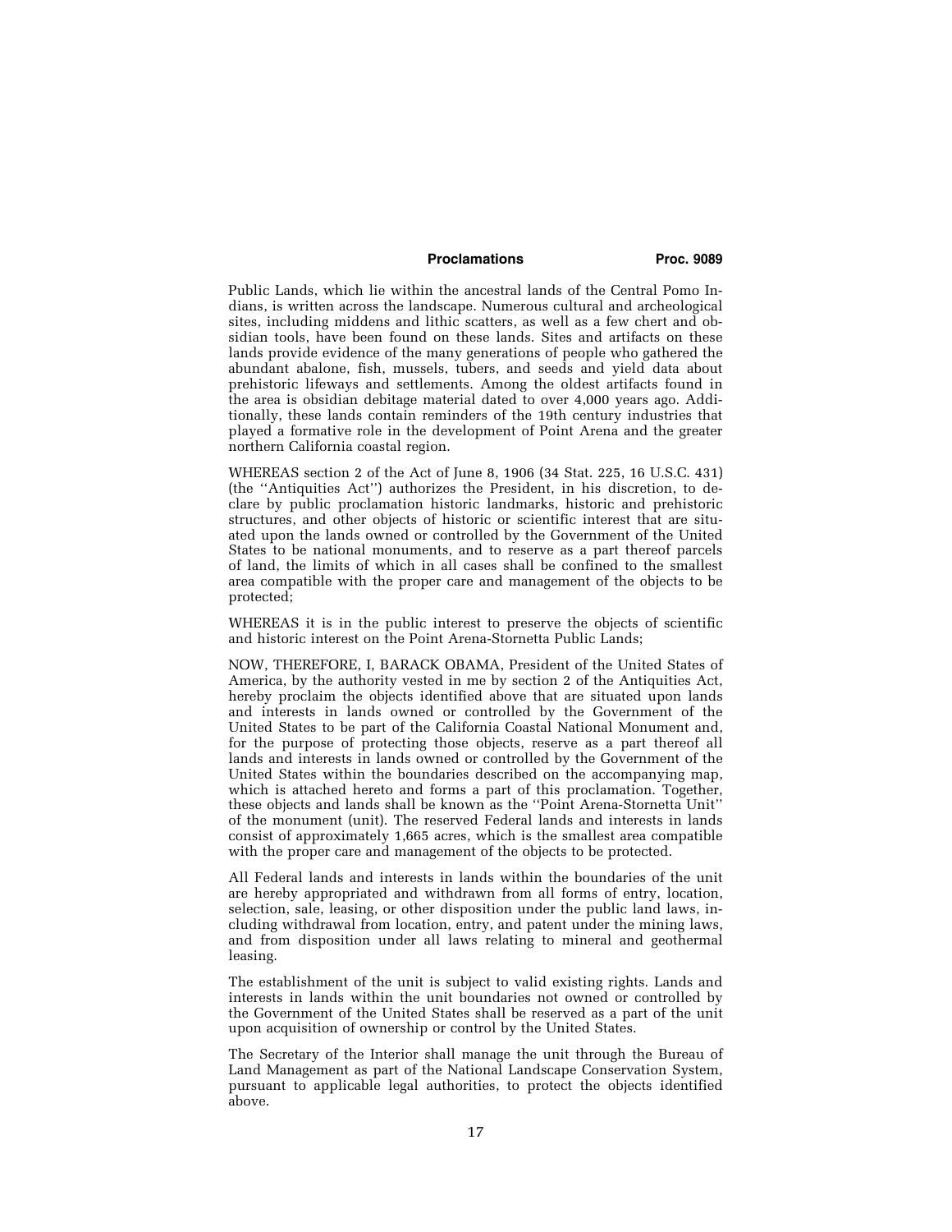Public Lands, which lie within the ancestral lands of the Central Pomo Indians, is written across the landscape. Numerous cultural and archeological sites, including middens and lithic scatters, as well as a few chert and obsidian tools, have been found on these lands. Sites and artifacts on these lands provide evidence of the many generations of people who gathered the abundant abalone, fish, mussels, tubers, and seeds and yield data about prehistoric lifeways and settlements. Among the oldest artifacts found in the area is obsidian debitage material dated to over 4,000 years ago. Additionally, these lands contain reminders of the 19th century industries that played a formative role in the development of Point Arena and the greater northern California coastal region.

WHEREAS section 2 of the Act of June 8, 1906 (34 Stat. 225, 16 U.S.C. 431) (the ''Antiquities Act'') authorizes the President, in his discretion, to declare by public proclamation historic landmarks, historic and prehistoric structures, and other objects of historic or scientific interest that are situated upon the lands owned or controlled by the Government of the United States to be national monuments, and to reserve as a part thereof parcels of land, the limits of which in all cases shall be confined to the smallest area compatible with the proper care and management of the objects to be protected;

WHEREAS it is in the public interest to preserve the objects of scientific and historic interest on the Point Arena-Stornetta Public Lands;

NOW, THEREFORE, I, BARACK OBAMA, President of the United States of America, by the authority vested in me by section 2 of the Antiquities Act, hereby proclaim the objects identified above that are situated upon lands and interests in lands owned or controlled by the Government of the United States to be part of the California Coastal National Monument and, for the purpose of protecting those objects, reserve as a part thereof all lands and interests in lands owned or controlled by the Government of the United States within the boundaries described on the accompanying map, which is attached hereto and forms a part of this proclamation. Together, these objects and lands shall be known as the ''Point Arena-Stornetta Unit'' of the monument (unit). The reserved Federal lands and interests in lands consist of approximately 1,665 acres, which is the smallest area compatible with the proper care and management of the objects to be protected.

All Federal lands and interests in lands within the boundaries of the unit are hereby appropriated and withdrawn from all forms of entry, location, selection, sale, leasing, or other disposition under the public land laws, including withdrawal from location, entry, and patent under the mining laws, and from disposition under all laws relating to mineral and geothermal leasing.

The establishment of the unit is subject to valid existing rights. Lands and interests in lands within the unit boundaries not owned or controlled by the Government of the United States shall be reserved as a part of the unit upon acquisition of ownership or control by the United States.

The Secretary of the Interior shall manage the unit through the Bureau of Land Management as part of the National Landscape Conservation System, pursuant to applicable legal authorities, to protect the objects identified above.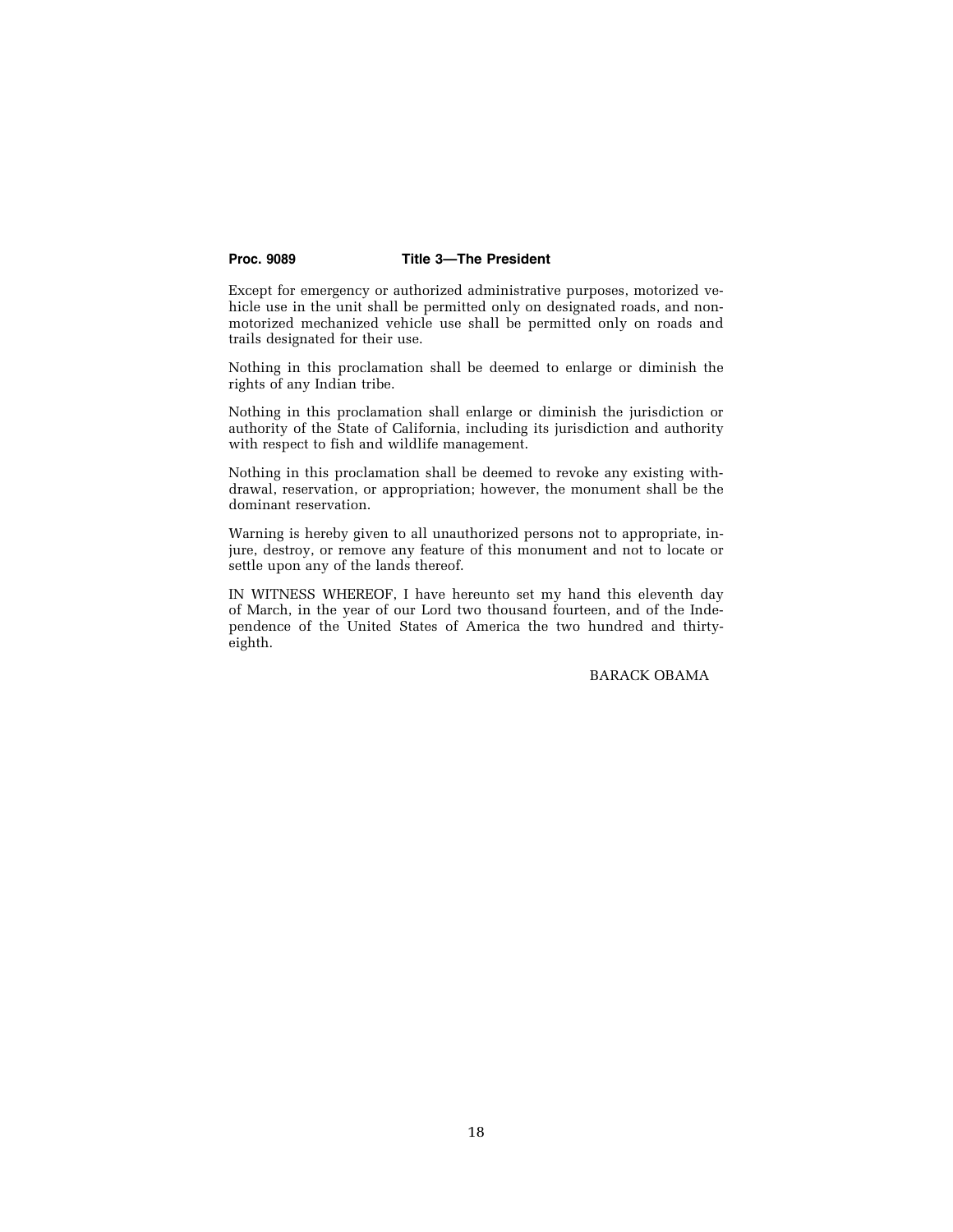Except for emergency or authorized administrative purposes, motorized vehicle use in the unit shall be permitted only on designated roads, and non-motorized mechanized vehicle use shall be permitted only on roads and trails designated for their use.

Nothing in this proclamation shall be deemed to enlarge or diminish the rights of any Indian tribe.

Nothing in this proclamation shall enlarge or diminish the jurisdiction or authority of the State of California, including its jurisdiction and authority with respect to fish and wildlife management.

Nothing in this proclamation shall be deemed to revoke any existing withdrawal, reservation, or appropriation; however, the monument shall be the dominant reservation.

Warning is hereby given to all unauthorized persons not to appropriate, injure, destroy, or remove any feature of this monument and not to locate or settle upon any of the lands thereof.

IN WITNESS WHEREOF, I have hereunto set my hand this eleventh day of March, in the year of our Lord two thousand fourteen, and of the Independence of the United States of America the two hundred and thirty-eighth.

BARACK OBAMA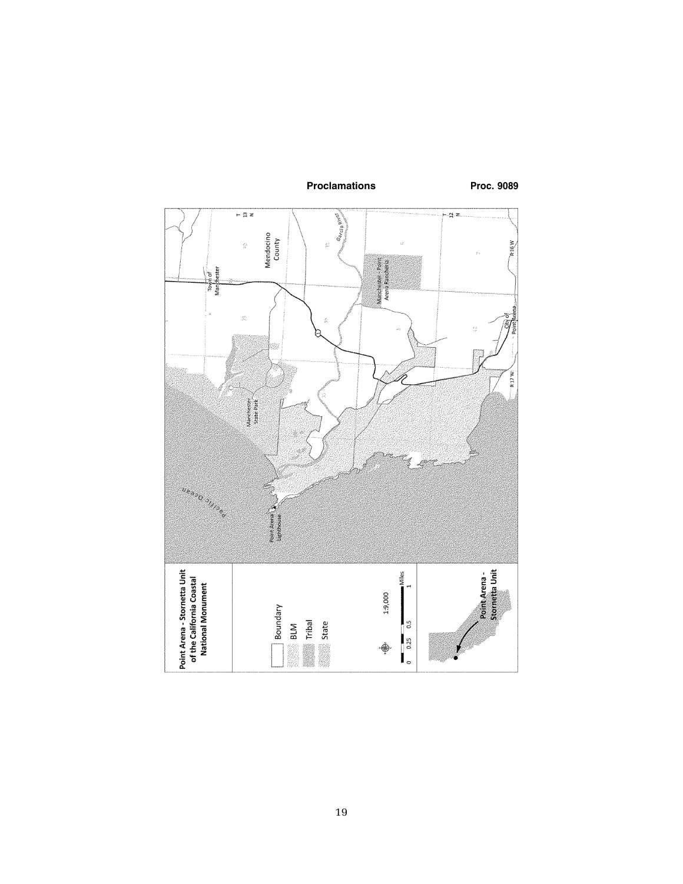Point Arena - Stornetta Unit of the California Coastal National Monument

Boundary

BLM

Tribal

State

1:9,000

0 0.25 0.5 1 Miles

Point Arena - Stornetta Unit

Pacific Ocean

Point Arena Lighthouse

Manchester State Park

Town of Manchester

Mendocino County

Garcia River

Manchester - Point Arena Rancheria

City of Point Arena

T 13 N

T 12 N

R 16 W

R 17 W